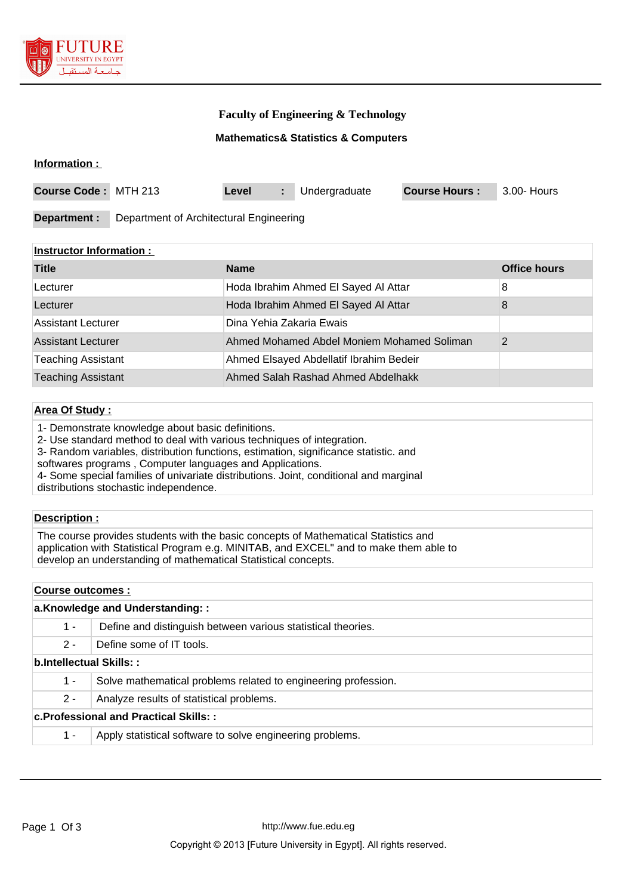### Faculty of Engineering & Technology

#### Mathematics& Statistics & Computers

**Information :**

| **Course Code :** | MTH 213 | **Level** | **:** | Undergraduate | **Course Hours :** | 3.00- Hours |
|---|---|---|---|---|---|---|

| **Department :** | Department of Architectural Engineering |
|---|---|

**Instructor Information :**

| Title | Name | Office hours |
|---|---|---|
| Lecturer | Hoda Ibrahim Ahmed El Sayed Al Attar | 8 |
| Lecturer | Hoda Ibrahim Ahmed El Sayed Al Attar | 8 |
| Assistant Lecturer | Dina Yehia Zakaria Ewais | |
| Assistant Lecturer | Ahmed Mohamed Abdel Moniem Mohamed Soliman | 2 |
| Teaching Assistant | Ahmed Elsayed Abdellatif Ibrahim Bedeir | |
| Teaching Assistant | Ahmed Salah Rashad Ahmed Abdelhakk | |

**Area Of Study :**

1- Demonstrate knowledge about basic definitions.
2- Use standard method to deal with various techniques of integration.
3- Random variables, distribution functions, estimation, significance statistic. and softwares programs , Computer languages and Applications.
4- Some special families of univariate distributions. Joint, conditional and marginal distributions stochastic independence.

**Description :**

The course provides students with the basic concepts of Mathematical Statistics and application with Statistical Program e.g. MINITAB, and EXCEL" and to make them able to develop an understanding of mathematical Statistical concepts.

**Course outcomes :**

**a.Knowledge and Understanding: :**

| | |
|---|---|
| 1 - | Define and distinguish between various statistical theories. |
| 2 - | Define some of IT tools. |

**b.Intellectual Skills: :**

| | |
|---|---|
| 1 - | Solve mathematical problems related to engineering profession. |
| 2 - | Analyze results of statistical problems. |

**c.Professional and Practical Skills: :**

| | |
|---|---|
| 1 - | Apply statistical software to solve engineering problems. |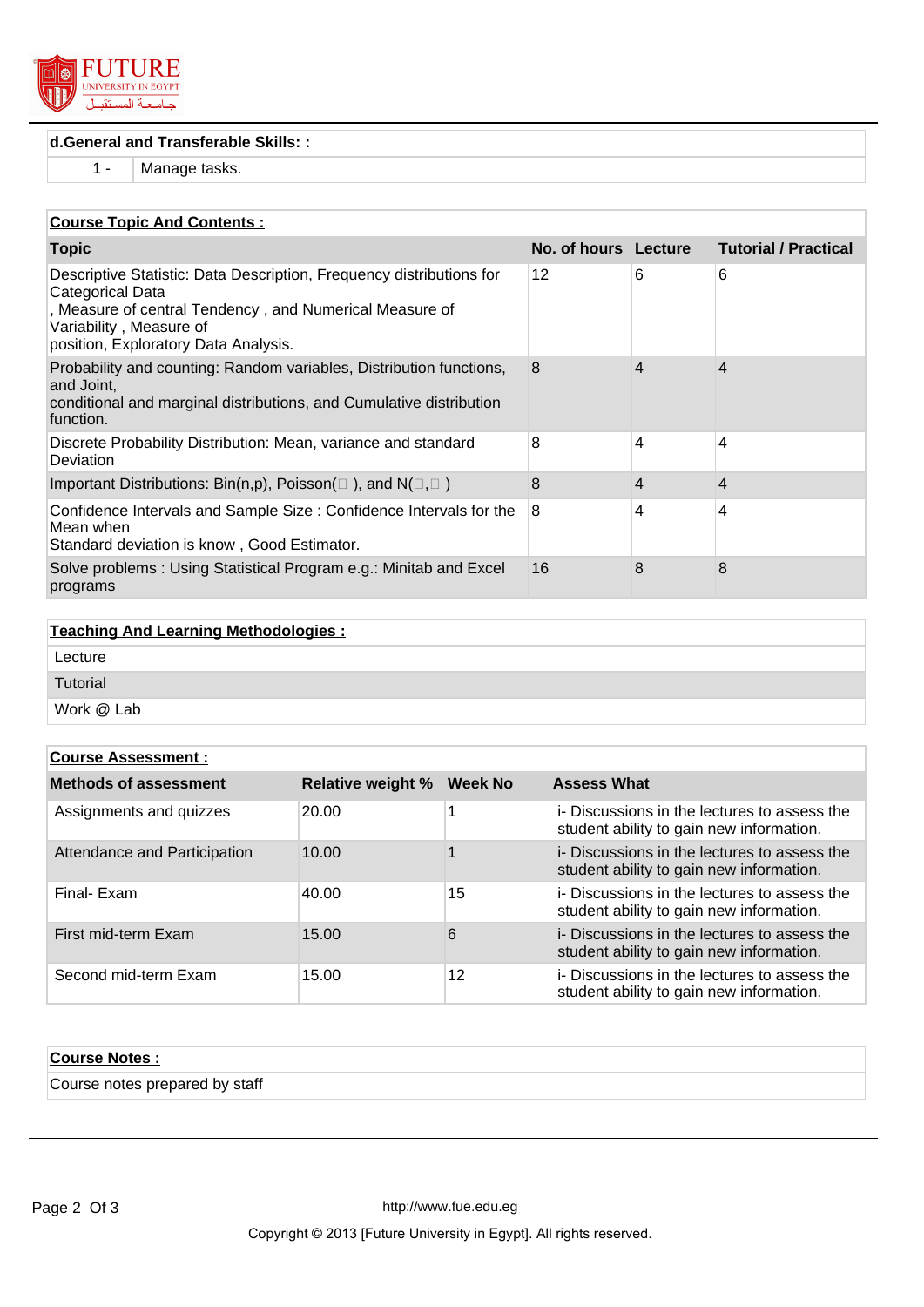**d.General and Transferable Skills: :**

| 1 - | Manage tasks. |
|---|---|

**Course Topic And Contents :**

| Topic | No. of hours | Lecture | Tutorial / Practical |
|---|---|---|---|
| Descriptive Statistic: Data Description, Frequency distributions for Categorical Data , Measure of central Tendency , and Numerical Measure of Variability , Measure of position, Exploratory Data Analysis. | 12 | 6 | 6 |
| Probability and counting: Random variables, Distribution functions, and Joint, conditional and marginal distributions, and Cumulative distribution function. | 8 | 4 | 4 |
| Discrete Probability Distribution: Mean, variance and standard Deviation | 8 | 4 | 4 |
| Important Distributions: Bin(n,p), Poisson(□ ), and N(□,□ ) | 8 | 4 | 4 |
| Confidence Intervals and Sample Size : Confidence Intervals for the Mean when Standard deviation is know , Good Estimator. | 8 | 4 | 4 |
| Solve problems : Using Statistical Program e.g.: Minitab and Excel programs | 16 | 8 | 8 |

**Teaching And Learning Methodologies :**

- Lecture
- Tutorial
- Work @ Lab

**Course Assessment :**

| Methods of assessment | Relative weight % | Week No | Assess What |
|---|---|---|---|
| Assignments and quizzes | 20.00 | 1 | i- Discussions in the lectures to assess the student ability to gain new information. |
| Attendance and Participation | 10.00 | 1 | i- Discussions in the lectures to assess the student ability to gain new information. |
| Final- Exam | 40.00 | 15 | i- Discussions in the lectures to assess the student ability to gain new information. |
| First mid-term Exam | 15.00 | 6 | i- Discussions in the lectures to assess the student ability to gain new information. |
| Second mid-term Exam | 15.00 | 12 | i- Discussions in the lectures to assess the student ability to gain new information. |

**Course Notes :**

Course notes prepared by staff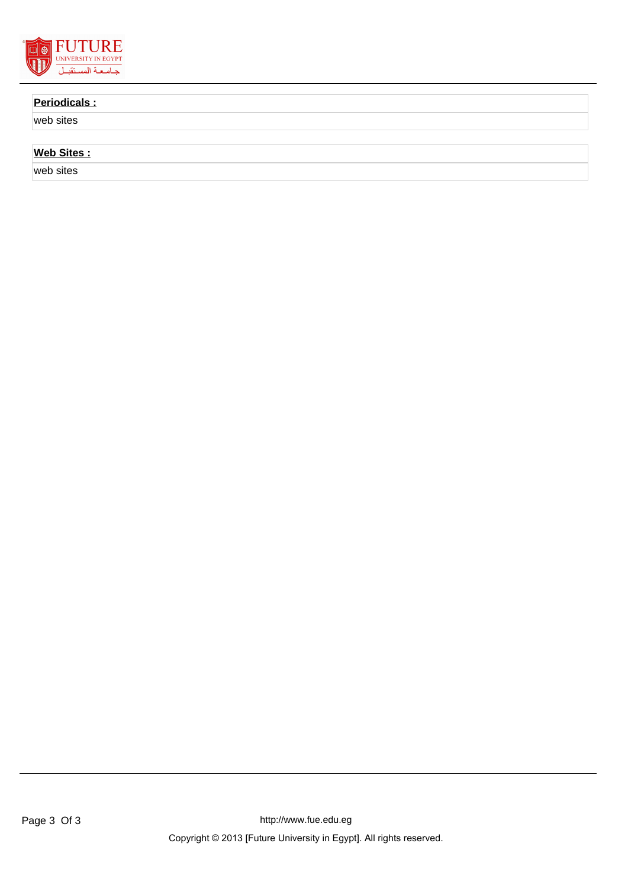**Periodicals :**

web sites

**Web Sites :**

web sites